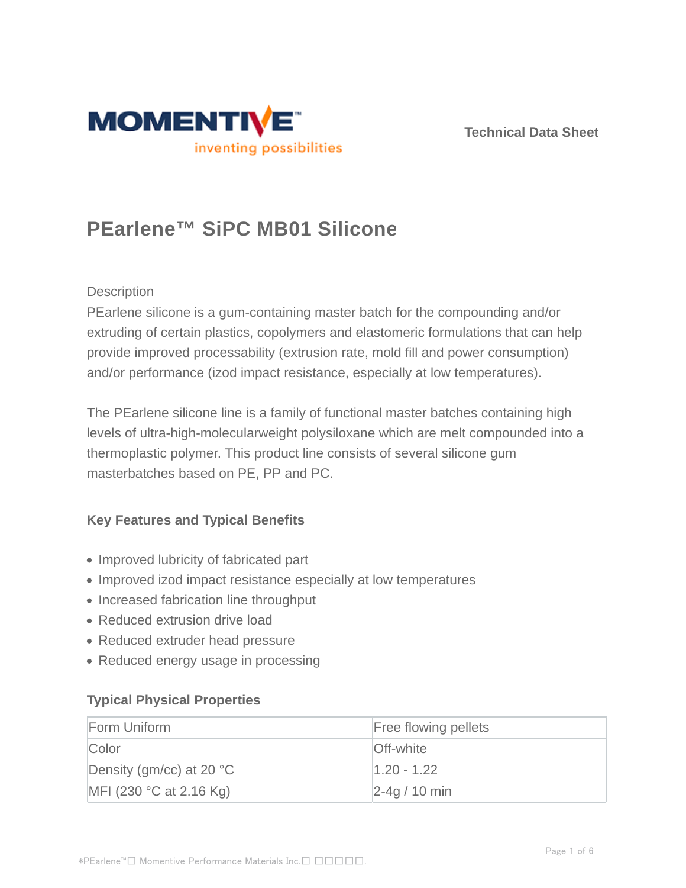MOMENTIVE™

inventing possibilities

Technical Data Sheet

# PEarlene™ SiPC MB01 Silicone

Description

PEarlene silicone is a gum-containing master batch for the compounding and/or extruding of certain plastics, copolymers and elastomeric formulations that can help provide improved processability (extrusion rate, mold fill and power consumption) and/or performance (izod impact resistance, especially at low temperatures).

The PEarlene silicone line is a family of functional master batches containing high levels of ultra-high-molecularweight polysiloxane which are melt compounded into a thermoplastic polymer. This product line consists of several silicone gum masterbatches based on PE, PP and PC.

### Key Features and Typical Benefits

- Improved lubricity of fabricated part
- Improved izod impact resistance especially at low temperatures
- Increased fabrication line throughput
- Reduced extrusion drive load
- Reduced extruder head pressure
- Reduced energy usage in processing

### Typical Physical Properties

| | |
|---|---|
| Form Uniform | Free flowing pellets |
| Color | Off-white |
| Density (gm/cc) at 20 °C | 1.20 - 1.22 |
| MFI (230 °C at 2.16 Kg) | 2-4g / 10 min |

*PEarlene™□ Momentive Performance Materials Inc.□ □□□□□.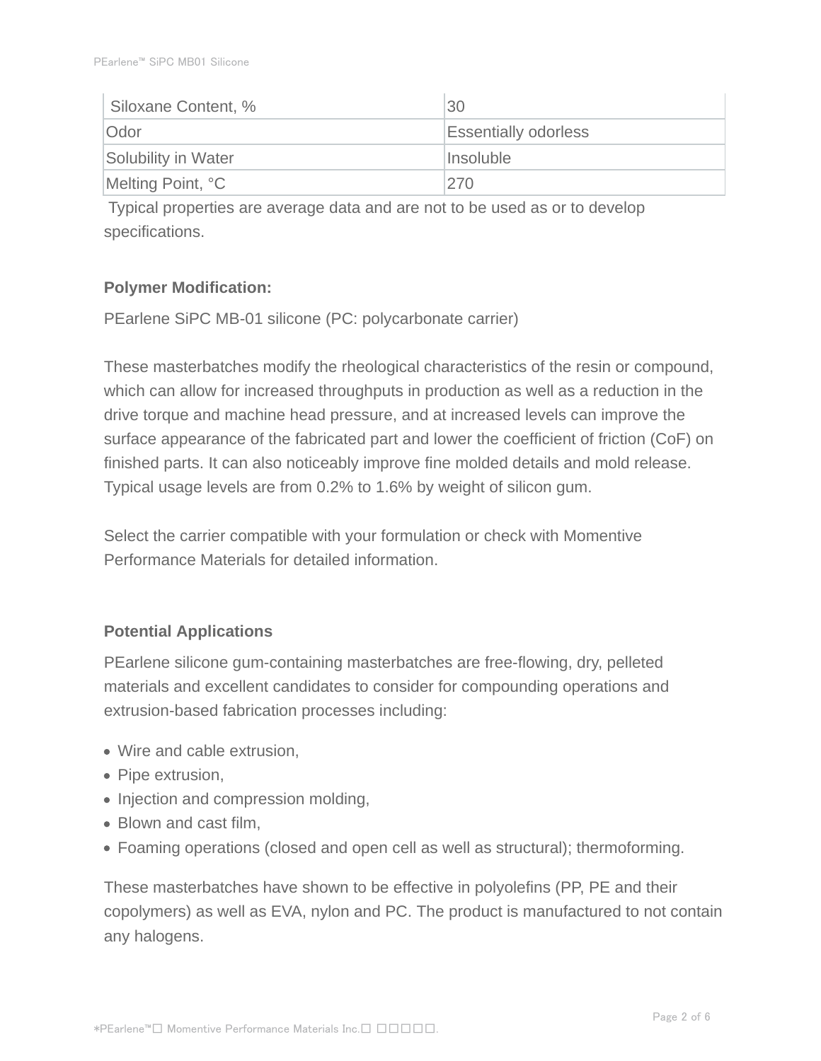| Siloxane Content, % | 30 |
| --- | --- |
| Odor | Essentially odorless |
| Solubility in Water | Insoluble |
| Melting Point, °C | 270 |

Typical properties are average data and are not to be used as or to develop specifications.

**Polymer Modification:**

PEarlene SiPC MB-01 silicone (PC: polycarbonate carrier)

These masterbatches modify the rheological characteristics of the resin or compound, which can allow for increased throughputs in production as well as a reduction in the drive torque and machine head pressure, and at increased levels can improve the surface appearance of the fabricated part and lower the coefficient of friction (CoF) on finished parts. It can also noticeably improve fine molded details and mold release. Typical usage levels are from 0.2% to 1.6% by weight of silicon gum.

Select the carrier compatible with your formulation or check with Momentive Performance Materials for detailed information.

**Potential Applications**

PEarlene silicone gum-containing masterbatches are free-flowing, dry, pelleted materials and excellent candidates to consider for compounding operations and extrusion-based fabrication processes including:

- Wire and cable extrusion,
- Pipe extrusion,
- Injection and compression molding,
- Blown and cast film,
- Foaming operations (closed and open cell as well as structural); thermoforming.

These masterbatches have shown to be effective in polyolefins (PP, PE and their copolymers) as well as EVA, nylon and PC. The product is manufactured to not contain any halogens.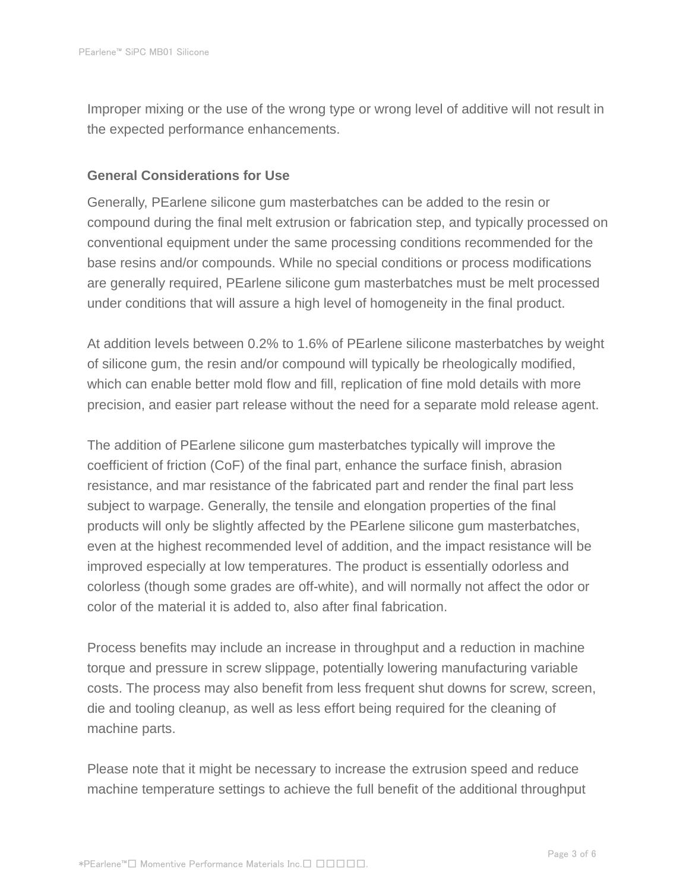Improper mixing or the use of the wrong type or wrong level of additive will not result in the expected performance enhancements.

## General Considerations for Use

Generally, PEarlene silicone gum masterbatches can be added to the resin or compound during the final melt extrusion or fabrication step, and typically processed on conventional equipment under the same processing conditions recommended for the base resins and/or compounds. While no special conditions or process modifications are generally required, PEarlene silicone gum masterbatches must be melt processed under conditions that will assure a high level of homogeneity in the final product.

At addition levels between 0.2% to 1.6% of PEarlene silicone masterbatches by weight of silicone gum, the resin and/or compound will typically be rheologically modified, which can enable better mold flow and fill, replication of fine mold details with more precision, and easier part release without the need for a separate mold release agent.

The addition of PEarlene silicone gum masterbatches typically will improve the coefficient of friction (CoF) of the final part, enhance the surface finish, abrasion resistance, and mar resistance of the fabricated part and render the final part less subject to warpage. Generally, the tensile and elongation properties of the final products will only be slightly affected by the PEarlene silicone gum masterbatches, even at the highest recommended level of addition, and the impact resistance will be improved especially at low temperatures. The product is essentially odorless and colorless (though some grades are off-white), and will normally not affect the odor or color of the material it is added to, also after final fabrication.

Process benefits may include an increase in throughput and a reduction in machine torque and pressure in screw slippage, potentially lowering manufacturing variable costs. The process may also benefit from less frequent shut downs for screw, screen, die and tooling cleanup, as well as less effort being required for the cleaning of machine parts.

Please note that it might be necessary to increase the extrusion speed and reduce machine temperature settings to achieve the full benefit of the additional throughput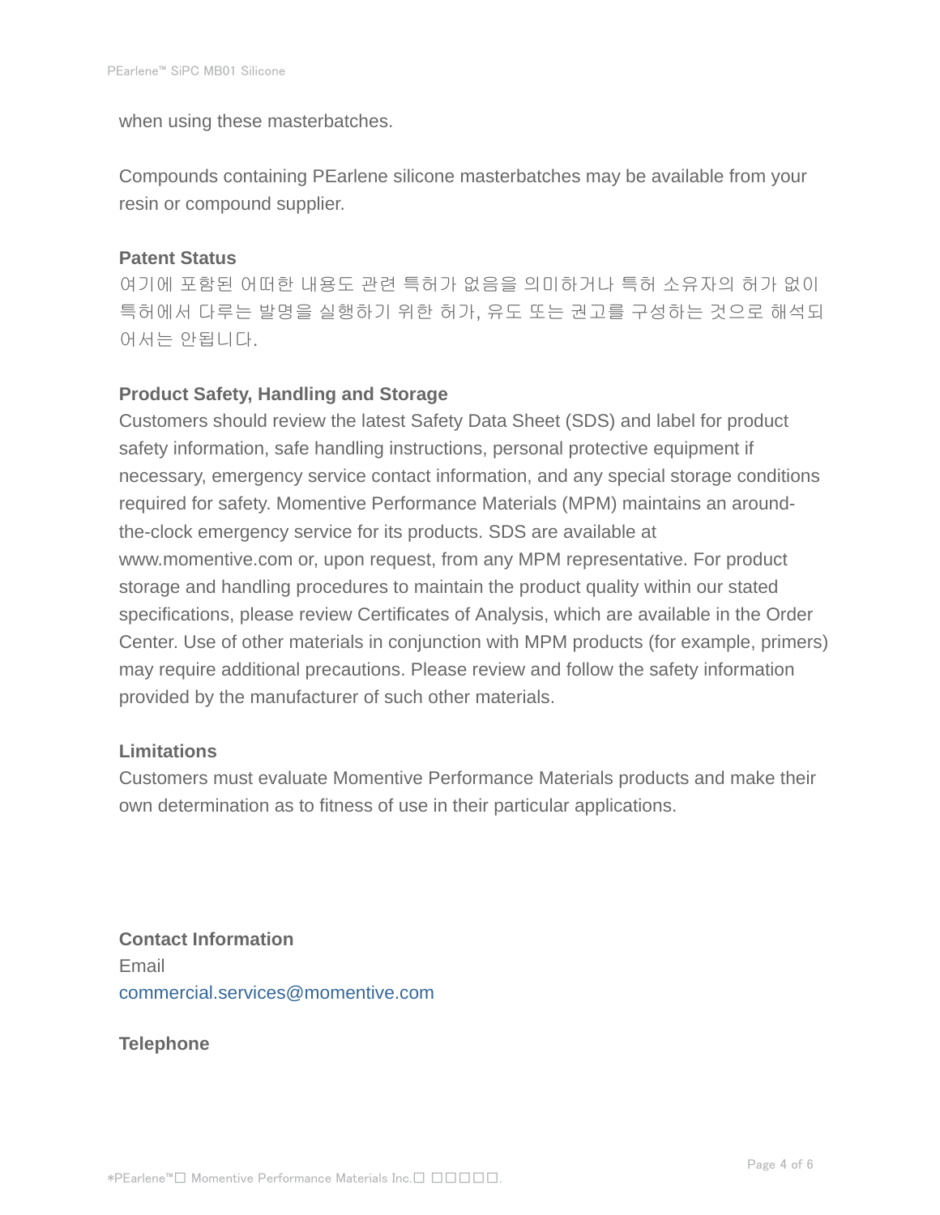when using these masterbatches.

Compounds containing PEarlene silicone masterbatches may be available from your resin or compound supplier.

**Patent Status**

여기에 포함된 어떠한 내용도 관련 특허가 없음을 의미하거나 특허 소유자의 허가 없이 특허에서 다루는 발명을 실행하기 위한 허가, 유도 또는 권고를 구성하는 것으로 해석되어서는 안됩니다.

**Product Safety, Handling and Storage**

Customers should review the latest Safety Data Sheet (SDS) and label for product safety information, safe handling instructions, personal protective equipment if necessary, emergency service contact information, and any special storage conditions required for safety. Momentive Performance Materials (MPM) maintains an around-the-clock emergency service for its products. SDS are available at www.momentive.com or, upon request, from any MPM representative. For product storage and handling procedures to maintain the product quality within our stated specifications, please review Certificates of Analysis, which are available in the Order Center. Use of other materials in conjunction with MPM products (for example, primers) may require additional precautions. Please review and follow the safety information provided by the manufacturer of such other materials.

**Limitations**

Customers must evaluate Momentive Performance Materials products and make their own determination as to fitness of use in their particular applications.

**Contact Information**

Email

commercial.services@momentive.com

**Telephone**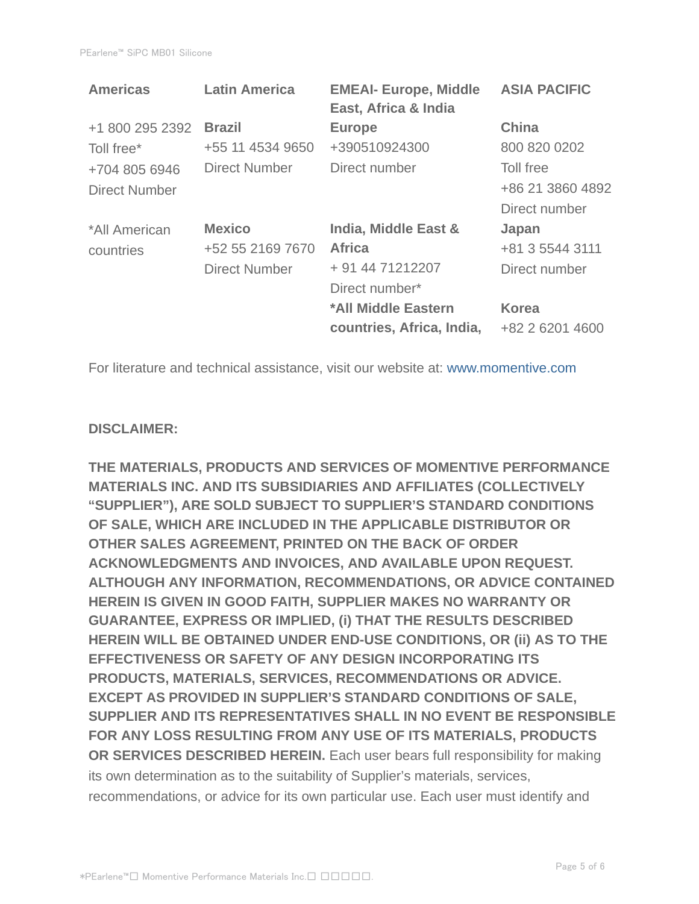| Americas | Latin America | EMEAI- Europe, Middle East, Africa & India | ASIA PACIFIC |
| --- | --- | --- | --- |
| +1 800 295 2392<br>Toll free*<br>+704 805 6946<br>Direct Number | **Brazil**<br>+55 11 4534 9650<br>Direct Number | **Europe**<br>+390510924300<br>Direct number | **China**<br>800 820 0202<br>Toll free<br>+86 21 3860 4892<br>Direct number |
| *All American countries | **Mexico**<br>+52 55 2169 7670<br>Direct Number | **India, Middle East & Africa**<br>+ 91 44 71212207<br>Direct number*<br>**\*All Middle Eastern countries, Africa, India,** | **Japan**<br>+81 3 5544 3111<br>Direct number<br><br>**Korea**<br>+82 2 6201 4600 |

For literature and technical assistance, visit our website at: www.momentive.com

**DISCLAIMER:**

**THE MATERIALS, PRODUCTS AND SERVICES OF MOMENTIVE PERFORMANCE MATERIALS INC. AND ITS SUBSIDIARIES AND AFFILIATES (COLLECTIVELY "SUPPLIER"), ARE SOLD SUBJECT TO SUPPLIER'S STANDARD CONDITIONS OF SALE, WHICH ARE INCLUDED IN THE APPLICABLE DISTRIBUTOR OR OTHER SALES AGREEMENT, PRINTED ON THE BACK OF ORDER ACKNOWLEDGMENTS AND INVOICES, AND AVAILABLE UPON REQUEST. ALTHOUGH ANY INFORMATION, RECOMMENDATIONS, OR ADVICE CONTAINED HEREIN IS GIVEN IN GOOD FAITH, SUPPLIER MAKES NO WARRANTY OR GUARANTEE, EXPRESS OR IMPLIED, (i) THAT THE RESULTS DESCRIBED HEREIN WILL BE OBTAINED UNDER END-USE CONDITIONS, OR (ii) AS TO THE EFFECTIVENESS OR SAFETY OF ANY DESIGN INCORPORATING ITS PRODUCTS, MATERIALS, SERVICES, RECOMMENDATIONS OR ADVICE. EXCEPT AS PROVIDED IN SUPPLIER'S STANDARD CONDITIONS OF SALE, SUPPLIER AND ITS REPRESENTATIVES SHALL IN NO EVENT BE RESPONSIBLE FOR ANY LOSS RESULTING FROM ANY USE OF ITS MATERIALS, PRODUCTS OR SERVICES DESCRIBED HEREIN.** Each user bears full responsibility for making its own determination as to the suitability of Supplier's materials, services, recommendations, or advice for its own particular use. Each user must identify and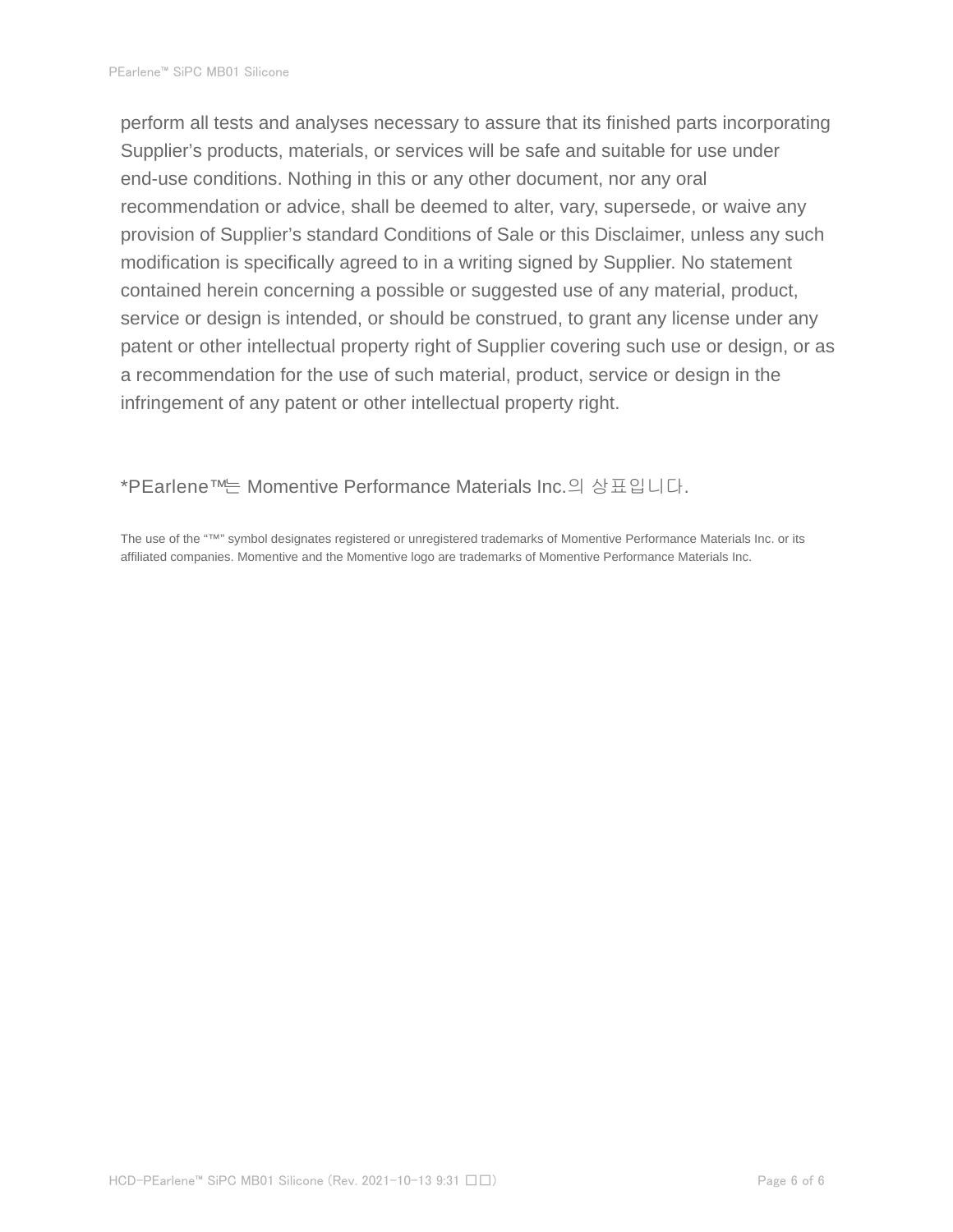perform all tests and analyses necessary to assure that its finished parts incorporating Supplier's products, materials, or services will be safe and suitable for use under end-use conditions. Nothing in this or any other document, nor any oral recommendation or advice, shall be deemed to alter, vary, supersede, or waive any provision of Supplier's standard Conditions of Sale or this Disclaimer, unless any such modification is specifically agreed to in a writing signed by Supplier. No statement contained herein concerning a possible or suggested use of any material, product, service or design is intended, or should be construed, to grant any license under any patent or other intellectual property right of Supplier covering such use or design, or as a recommendation for the use of such material, product, service or design in the infringement of any patent or other intellectual property right.

*PEarlene™는 Momentive Performance Materials Inc.의 상표입니다.

The use of the "™" symbol designates registered or unregistered trademarks of Momentive Performance Materials Inc. or its affiliated companies. Momentive and the Momentive logo are trademarks of Momentive Performance Materials Inc.